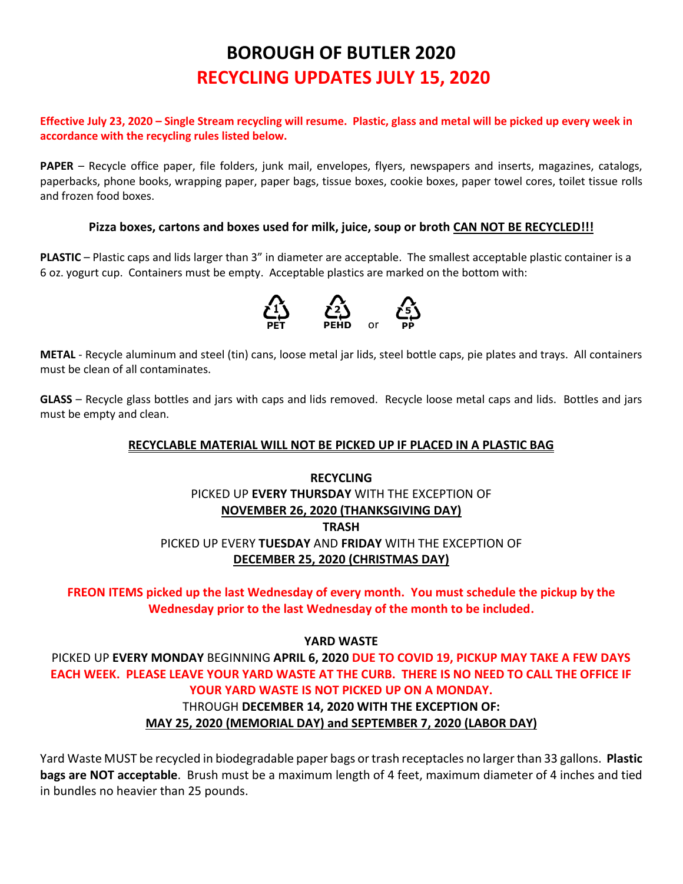# BOROUGH OF BUTLER 2020

## RECYCLING UPDATES JULY 15, 2020

**Effective July 23, 2020 – Single Stream recycling will resume. Plastic, glass and metal will be picked up every week in accordance with the recycling rules listed below.**

**PAPER** – Recycle office paper, file folders, junk mail, envelopes, flyers, newspapers and inserts, magazines, catalogs, paperbacks, phone books, wrapping paper, paper bags, tissue boxes, cookie boxes, paper towel cores, toilet tissue rolls and frozen food boxes.

**Pizza boxes, cartons and boxes used for milk, juice, soup or broth CAN NOT BE RECYCLED!!!**

**PLASTIC** – Plastic caps and lids larger than 3" in diameter are acceptable. The smallest acceptable plastic container is a 6 oz. yogurt cup. Containers must be empty. Acceptable plastics are marked on the bottom with:

1 PET   2 PEHD   or   5 PP

**METAL** - Recycle aluminum and steel (tin) cans, loose metal jar lids, steel bottle caps, pie plates and trays. All containers must be clean of all contaminates.

**GLASS** – Recycle glass bottles and jars with caps and lids removed. Recycle loose metal caps and lids. Bottles and jars must be empty and clean.

**RECYCLABLE MATERIAL WILL NOT BE PICKED UP IF PLACED IN A PLASTIC BAG**

**RECYCLING**
PICKED UP **EVERY THURSDAY** WITH THE EXCEPTION OF
**NOVEMBER 26, 2020 (THANKSGIVING DAY)**

**TRASH**
PICKED UP EVERY **TUESDAY** AND **FRIDAY** WITH THE EXCEPTION OF
**DECEMBER 25, 2020 (CHRISTMAS DAY)**

**FREON ITEMS picked up the last Wednesday of every month. You must schedule the pickup by the Wednesday prior to the last Wednesday of the month to be included.**

**YARD WASTE**
PICKED UP **EVERY MONDAY** BEGINNING **APRIL 6, 2020** **DUE TO COVID 19, PICKUP MAY TAKE A FEW DAYS EACH WEEK. PLEASE LEAVE YOUR YARD WASTE AT THE CURB. THERE IS NO NEED TO CALL THE OFFICE IF YOUR YARD WASTE IS NOT PICKED UP ON A MONDAY.**
THROUGH **DECEMBER 14, 2020 WITH THE EXCEPTION OF:**
**MAY 25, 2020 (MEMORIAL DAY) and SEPTEMBER 7, 2020 (LABOR DAY)**

Yard Waste MUST be recycled in biodegradable paper bags or trash receptacles no larger than 33 gallons. **Plastic bags are NOT acceptable**. Brush must be a maximum length of 4 feet, maximum diameter of 4 inches and tied in bundles no heavier than 25 pounds.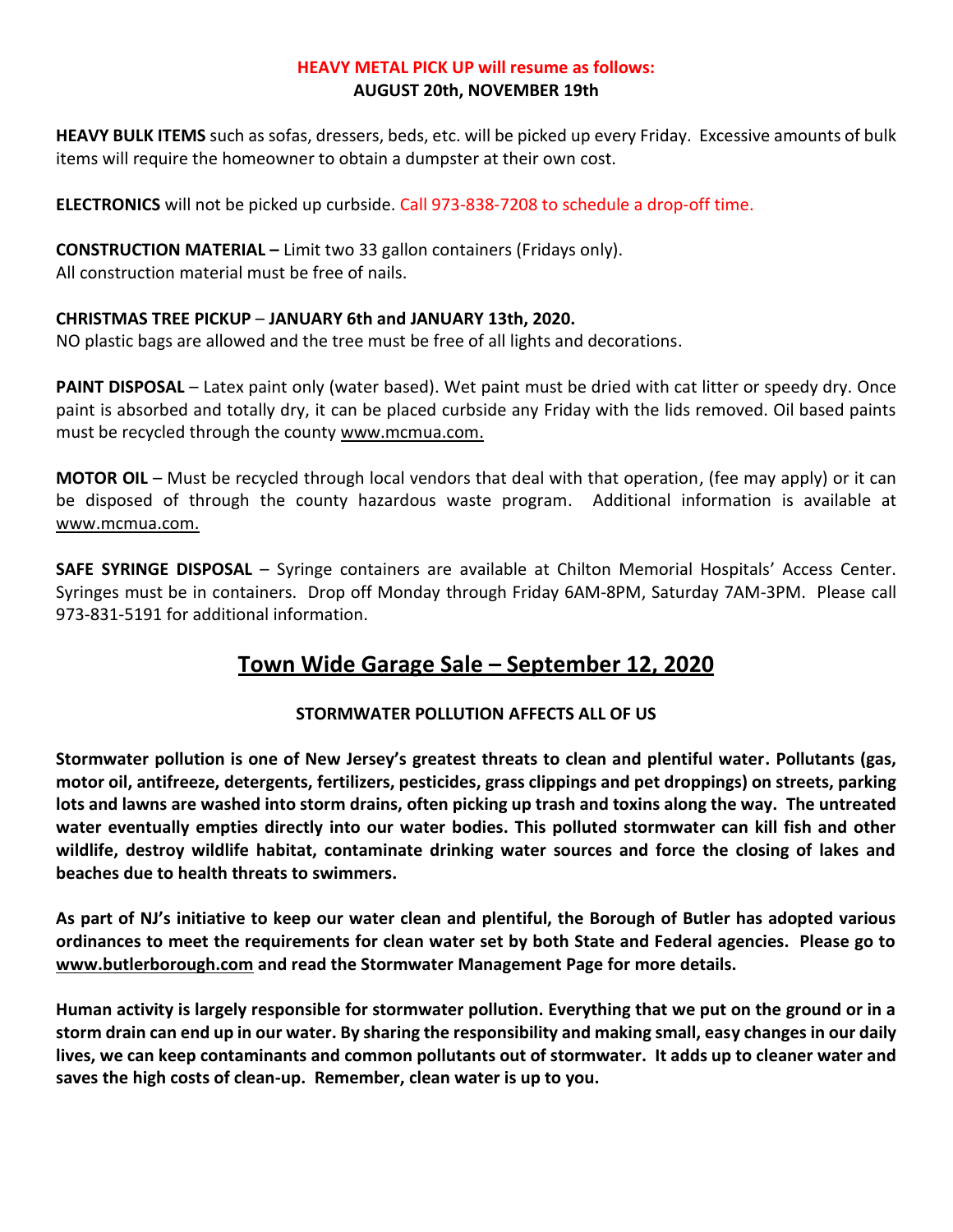**HEAVY METAL PICK UP will resume as follows:**
**AUGUST 20th, NOVEMBER 19th**

**HEAVY BULK ITEMS** such as sofas, dressers, beds, etc. will be picked up every Friday. Excessive amounts of bulk items will require the homeowner to obtain a dumpster at their own cost.

**ELECTRONICS** will not be picked up curbside. Call 973-838-7208 to schedule a drop-off time.

**CONSTRUCTION MATERIAL –** Limit two 33 gallon containers (Fridays only).
All construction material must be free of nails.

**CHRISTMAS TREE PICKUP** – **JANUARY 6th and JANUARY 13th, 2020.**
NO plastic bags are allowed and the tree must be free of all lights and decorations.

**PAINT DISPOSAL** – Latex paint only (water based). Wet paint must be dried with cat litter or speedy dry. Once paint is absorbed and totally dry, it can be placed curbside any Friday with the lids removed. Oil based paints must be recycled through the county www.mcmua.com.

**MOTOR OIL** – Must be recycled through local vendors that deal with that operation, (fee may apply) or it can be disposed of through the county hazardous waste program. Additional information is available at www.mcmua.com.

**SAFE SYRINGE DISPOSAL** – Syringe containers are available at Chilton Memorial Hospitals' Access Center. Syringes must be in containers. Drop off Monday through Friday 6AM-8PM, Saturday 7AM-3PM. Please call 973-831-5191 for additional information.

## Town Wide Garage Sale – September 12, 2020

**STORMWATER POLLUTION AFFECTS ALL OF US**

**Stormwater pollution is one of New Jersey's greatest threats to clean and plentiful water. Pollutants (gas, motor oil, antifreeze, detergents, fertilizers, pesticides, grass clippings and pet droppings) on streets, parking lots and lawns are washed into storm drains, often picking up trash and toxins along the way. The untreated water eventually empties directly into our water bodies. This polluted stormwater can kill fish and other wildlife, destroy wildlife habitat, contaminate drinking water sources and force the closing of lakes and beaches due to health threats to swimmers.**

**As part of NJ's initiative to keep our water clean and plentiful, the Borough of Butler has adopted various ordinances to meet the requirements for clean water set by both State and Federal agencies. Please go to www.butlerborough.com and read the Stormwater Management Page for more details.**

**Human activity is largely responsible for stormwater pollution. Everything that we put on the ground or in a storm drain can end up in our water. By sharing the responsibility and making small, easy changes in our daily lives, we can keep contaminants and common pollutants out of stormwater. It adds up to cleaner water and saves the high costs of clean-up. Remember, clean water is up to you.**